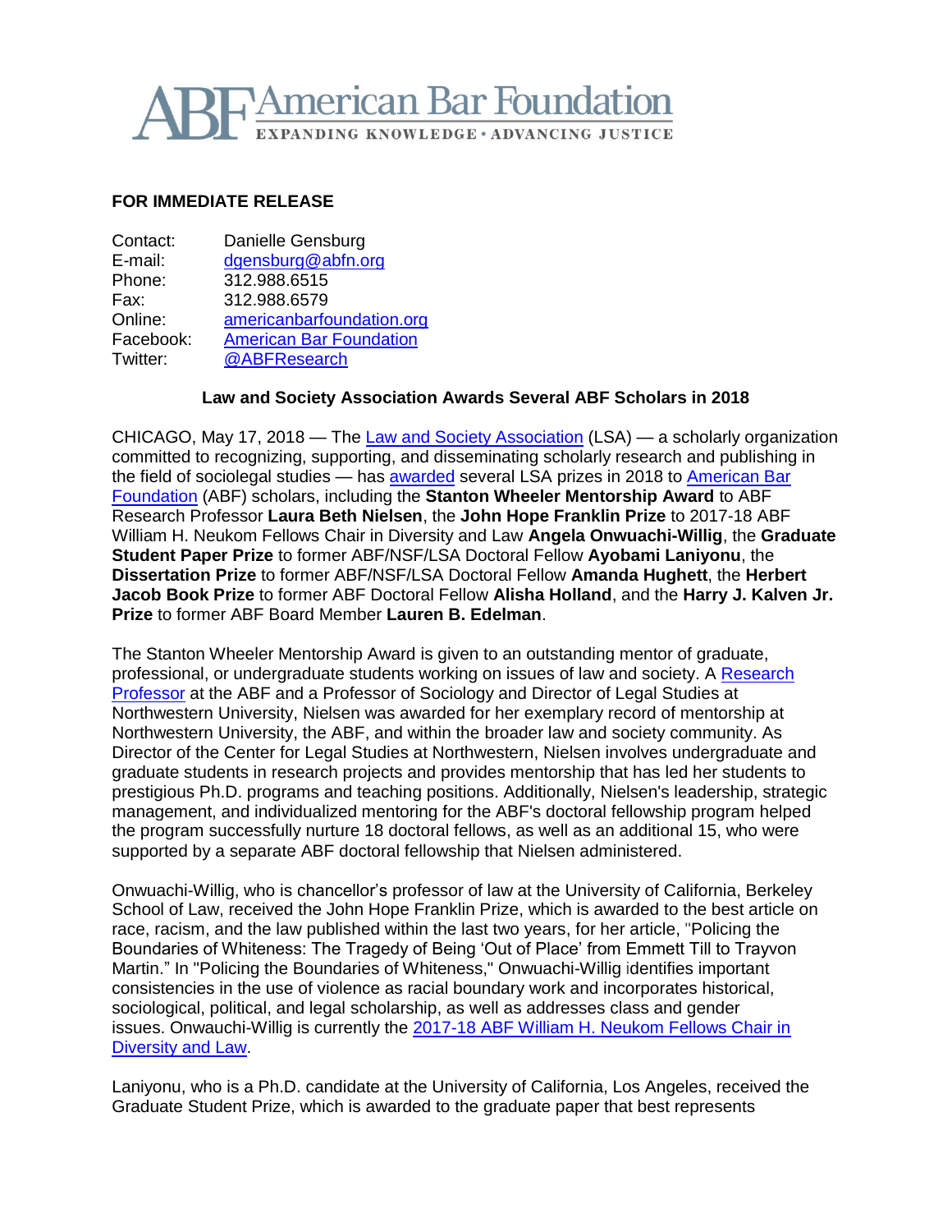# American Bar Foundation

EXPANDING KNOWLEDGE • ADVANCING JUSTICE

**FOR IMMEDIATE RELEASE**

Contact: Danielle Gensburg
E-mail: dgensburg@abfn.org
Phone: 312.988.6515
Fax: 312.988.6579
Online: americanbarfoundation.org
Facebook: American Bar Foundation
Twitter: @ABFResearch

### Law and Society Association Awards Several ABF Scholars in 2018

CHICAGO, May 17, 2018 — The Law and Society Association (LSA) — a scholarly organization committed to recognizing, supporting, and disseminating scholarly research and publishing in the field of sociolegal studies — has awarded several LSA prizes in 2018 to American Bar Foundation (ABF) scholars, including the **Stanton Wheeler Mentorship Award** to ABF Research Professor **Laura Beth Nielsen**, the **John Hope Franklin Prize** to 2017-18 ABF William H. Neukom Fellows Chair in Diversity and Law **Angela Onwuachi-Willig**, the **Graduate Student Paper Prize** to former ABF/NSF/LSA Doctoral Fellow **Ayobami Laniyonu**, the **Dissertation Prize** to former ABF/NSF/LSA Doctoral Fellow **Amanda Hughett**, the **Herbert Jacob Book Prize** to former ABF Doctoral Fellow **Alisha Holland**, and the **Harry J. Kalven Jr. Prize** to former ABF Board Member **Lauren B. Edelman**.

The Stanton Wheeler Mentorship Award is given to an outstanding mentor of graduate, professional, or undergraduate students working on issues of law and society. A Research Professor at the ABF and a Professor of Sociology and Director of Legal Studies at Northwestern University, Nielsen was awarded for her exemplary record of mentorship at Northwestern University, the ABF, and within the broader law and society community. As Director of the Center for Legal Studies at Northwestern, Nielsen involves undergraduate and graduate students in research projects and provides mentorship that has led her students to prestigious Ph.D. programs and teaching positions. Additionally, Nielsen's leadership, strategic management, and individualized mentoring for the ABF's doctoral fellowship program helped the program successfully nurture 18 doctoral fellows, as well as an additional 15, who were supported by a separate ABF doctoral fellowship that Nielsen administered.

Onwuachi-Willig, who is chancellor's professor of law at the University of California, Berkeley School of Law, received the John Hope Franklin Prize, which is awarded to the best article on race, racism, and the law published within the last two years, for her article, "Policing the Boundaries of Whiteness: The Tragedy of Being 'Out of Place' from Emmett Till to Trayvon Martin." In "Policing the Boundaries of Whiteness," Onwuachi-Willig identifies important consistencies in the use of violence as racial boundary work and incorporates historical, sociological, political, and legal scholarship, as well as addresses class and gender issues. Onwauchi-Willig is currently the 2017-18 ABF William H. Neukom Fellows Chair in Diversity and Law.

Laniyonu, who is a Ph.D. candidate at the University of California, Los Angeles, received the Graduate Student Prize, which is awarded to the graduate paper that best represents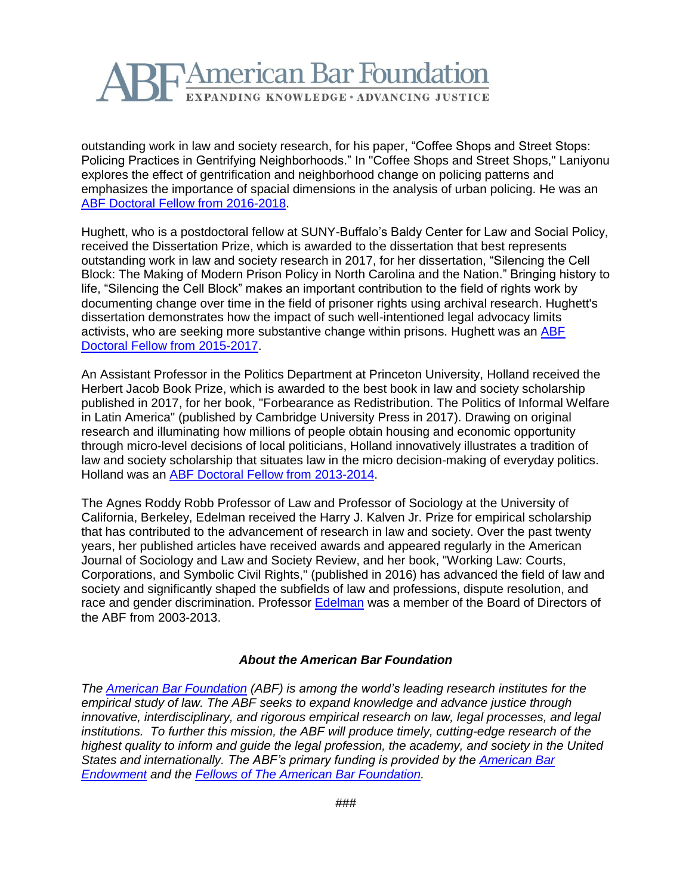outstanding work in law and society research, for his paper, “Coffee Shops and Street Stops: Policing Practices in Gentrifying Neighborhoods.” In "Coffee Shops and Street Shops," Laniyonu explores the effect of gentrification and neighborhood change on policing patterns and emphasizes the importance of spacial dimensions in the analysis of urban policing. He was an [ABF Doctoral Fellow from 2016-2018](#).

Hughett, who is a postdoctoral fellow at SUNY-Buffalo’s Baldy Center for Law and Social Policy, received the Dissertation Prize, which is awarded to the dissertation that best represents outstanding work in law and society research in 2017, for her dissertation, “Silencing the Cell Block: The Making of Modern Prison Policy in North Carolina and the Nation.” Bringing history to life, “Silencing the Cell Block” makes an important contribution to the field of rights work by documenting change over time in the field of prisoner rights using archival research. Hughett's dissertation demonstrates how the impact of such well-intentioned legal advocacy limits activists, who are seeking more substantive change within prisons. Hughett was an [ABF Doctoral Fellow from 2015-2017](#).

An Assistant Professor in the Politics Department at Princeton University, Holland received the Herbert Jacob Book Prize, which is awarded to the best book in law and society scholarship published in 2017, for her book, "Forbearance as Redistribution. The Politics of Informal Welfare in Latin America" (published by Cambridge University Press in 2017). Drawing on original research and illuminating how millions of people obtain housing and economic opportunity through micro-level decisions of local politicians, Holland innovatively illustrates a tradition of law and society scholarship that situates law in the micro decision-making of everyday politics. Holland was an [ABF Doctoral Fellow from 2013-2014](#).

The Agnes Roddy Robb Professor of Law and Professor of Sociology at the University of California, Berkeley, Edelman received the Harry J. Kalven Jr. Prize for empirical scholarship that has contributed to the advancement of research in law and society. Over the past twenty years, her published articles have received awards and appeared regularly in the American Journal of Sociology and Law and Society Review, and her book, "Working Law: Courts, Corporations, and Symbolic Civil Rights," (published in 2016) has advanced the field of law and society and significantly shaped the subfields of law and professions, dispute resolution, and race and gender discrimination. Professor [Edelman](#) was a member of the Board of Directors of the ABF from 2003-2013.

### *About the American Bar Foundation*

*The [American Bar Foundation](#) (ABF) is among the world’s leading research institutes for the empirical study of law. The ABF seeks to expand knowledge and advance justice through innovative, interdisciplinary, and rigorous empirical research on law, legal processes, and legal institutions. To further this mission, the ABF will produce timely, cutting-edge research of the highest quality to inform and guide the legal profession, the academy, and society in the United States and internationally. The ABF’s primary funding is provided by the [American Bar Endowment](#) and the [Fellows of The American Bar Foundation](#).*

###